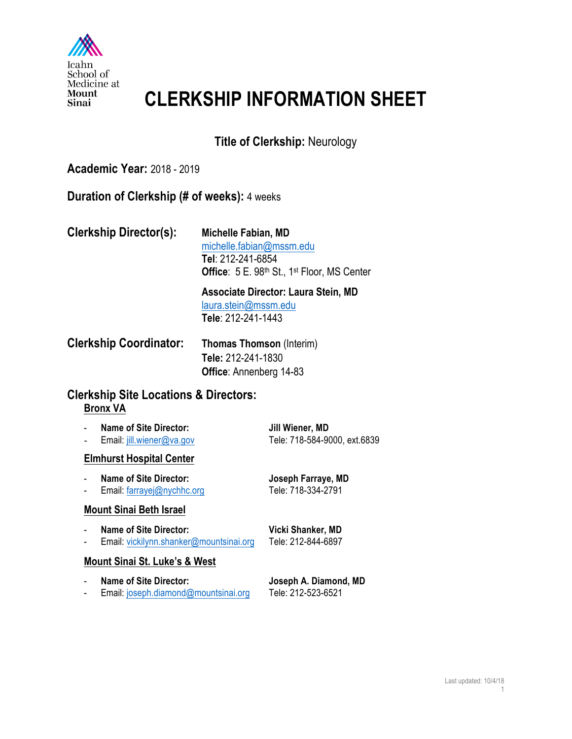Icahn School of Medicine at Mount Sinai

# CLERKSHIP INFORMATION SHEET

**Title of Clerkship:** Neurology

**Academic Year:** 2018 - 2019

**Duration of Clerkship (# of weeks):** 4 weeks

## Clerkship Director(s):

**Michelle Fabian, MD**
michelle.fabian@mssm.edu
**Tel**: 212-241-6854
**Office**: 5 E. 98th St., 1st Floor, MS Center

**Associate Director: Laura Stein, MD**
laura.stein@mssm.edu
**Tele**: 212-241-1443

## Clerkship Coordinator:

**Thomas Thomson** (Interim)
**Tele:** 212-241-1830
**Office**: Annenberg 14-83

## Clerkship Site Locations & Directors:

### Bronx VA

- **Name of Site Director:** **Jill Wiener, MD**
- Email: jill.wiener@va.gov Tele: 718-584-9000, ext.6839

### Elmhurst Hospital Center

- **Name of Site Director:** **Joseph Farraye, MD**
- Email: farrayej@nychhc.org Tele: 718-334-2791

### Mount Sinai Beth Israel

- **Name of Site Director:** **Vicki Shanker, MD**
- Email: vickilynn.shanker@mountsinai.org Tele: 212-844-6897

### Mount Sinai St. Luke's & West

- **Name of Site Director:** **Joseph A. Diamond, MD**
- Email: joseph.diamond@mountsinai.org Tele: 212-523-6521

Last updated: 10/4/18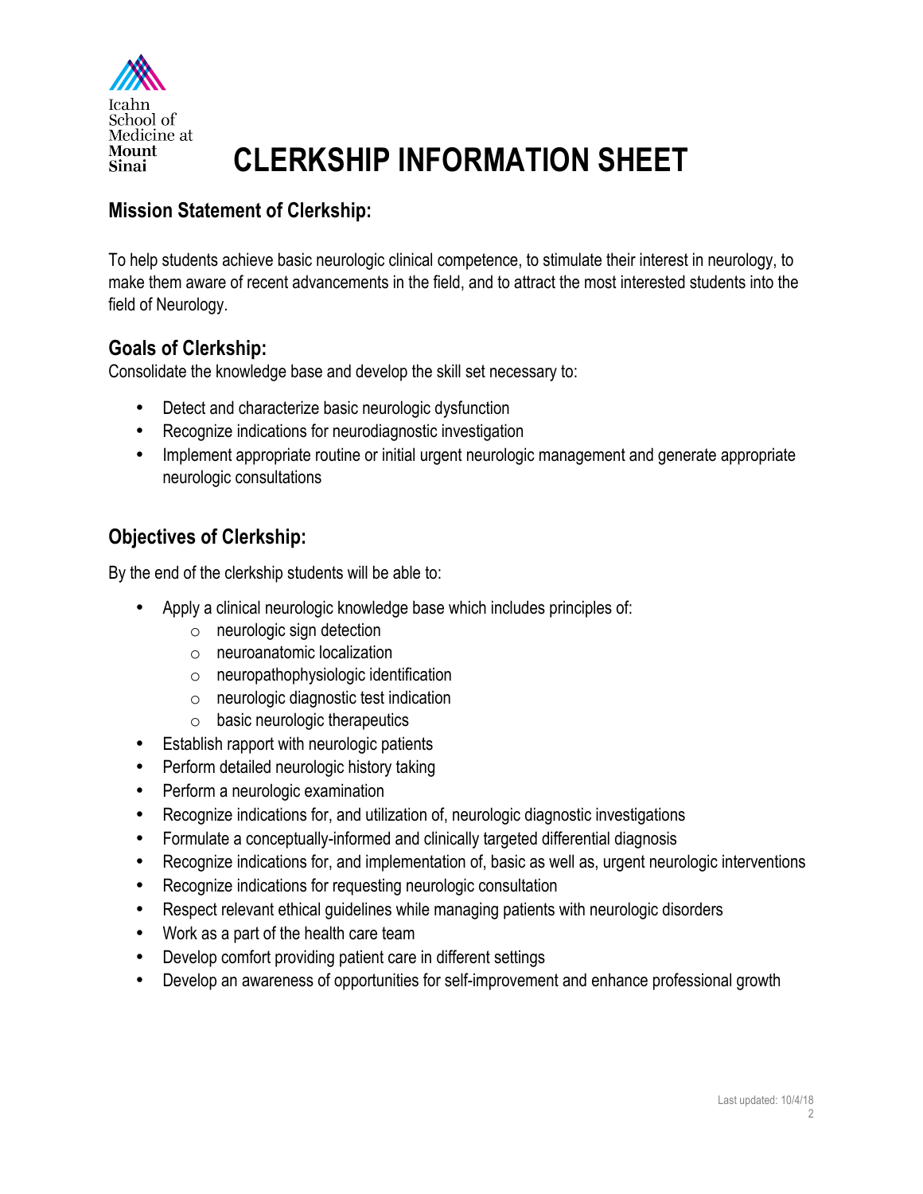Icahn School of Medicine at Mount Sinai

# CLERKSHIP INFORMATION SHEET

## Mission Statement of Clerkship:

To help students achieve basic neurologic clinical competence, to stimulate their interest in neurology, to make them aware of recent advancements in the field, and to attract the most interested students into the field of Neurology.

## Goals of Clerkship:

Consolidate the knowledge base and develop the skill set necessary to:

- Detect and characterize basic neurologic dysfunction
- Recognize indications for neurodiagnostic investigation
- Implement appropriate routine or initial urgent neurologic management and generate appropriate neurologic consultations

## Objectives of Clerkship:

By the end of the clerkship students will be able to:

- Apply a clinical neurologic knowledge base which includes principles of:
  - neurologic sign detection
  - neuroanatomic localization
  - neuropathophysiologic identification
  - neurologic diagnostic test indication
  - basic neurologic therapeutics
- Establish rapport with neurologic patients
- Perform detailed neurologic history taking
- Perform a neurologic examination
- Recognize indications for, and utilization of, neurologic diagnostic investigations
- Formulate a conceptually-informed and clinically targeted differential diagnosis
- Recognize indications for, and implementation of, basic as well as, urgent neurologic interventions
- Recognize indications for requesting neurologic consultation
- Respect relevant ethical guidelines while managing patients with neurologic disorders
- Work as a part of the health care team
- Develop comfort providing patient care in different settings
- Develop an awareness of opportunities for self-improvement and enhance professional growth

Last updated: 10/4/18